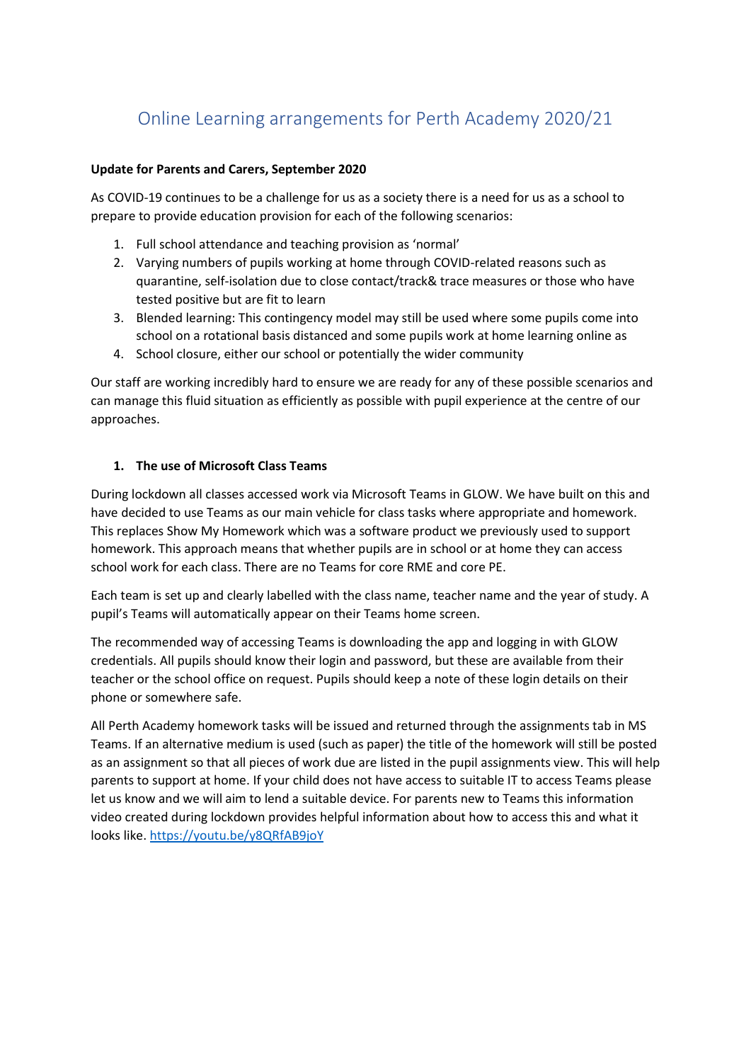# Online Learning arrangements for Perth Academy 2020/21

**Update for Parents and Carers, September 2020**

As COVID-19 continues to be a challenge for us as a society there is a need for us as a school to prepare to provide education provision for each of the following scenarios:

1. Full school attendance and teaching provision as 'normal'
2. Varying numbers of pupils working at home through COVID-related reasons such as quarantine, self-isolation due to close contact/track& trace measures or those who have tested positive but are fit to learn
3. Blended learning: This contingency model may still be used where some pupils come into school on a rotational basis distanced and some pupils work at home learning online as
4. School closure, either our school or potentially the wider community

Our staff are working incredibly hard to ensure we are ready for any of these possible scenarios and can manage this fluid situation as efficiently as possible with pupil experience at the centre of our approaches.

## 1. The use of Microsoft Class Teams

During lockdown all classes accessed work via Microsoft Teams in GLOW. We have built on this and have decided to use Teams as our main vehicle for class tasks where appropriate and homework. This replaces Show My Homework which was a software product we previously used to support homework. This approach means that whether pupils are in school or at home they can access school work for each class. There are no Teams for core RME and core PE.

Each team is set up and clearly labelled with the class name, teacher name and the year of study. A pupil's Teams will automatically appear on their Teams home screen.

The recommended way of accessing Teams is downloading the app and logging in with GLOW credentials. All pupils should know their login and password, but these are available from their teacher or the school office on request. Pupils should keep a note of these login details on their phone or somewhere safe.

All Perth Academy homework tasks will be issued and returned through the assignments tab in MS Teams. If an alternative medium is used (such as paper) the title of the homework will still be posted as an assignment so that all pieces of work due are listed in the pupil assignments view. This will help parents to support at home. If your child does not have access to suitable IT to access Teams please let us know and we will aim to lend a suitable device. For parents new to Teams this information video created during lockdown provides helpful information about how to access this and what it looks like. https://youtu.be/y8QRfAB9joY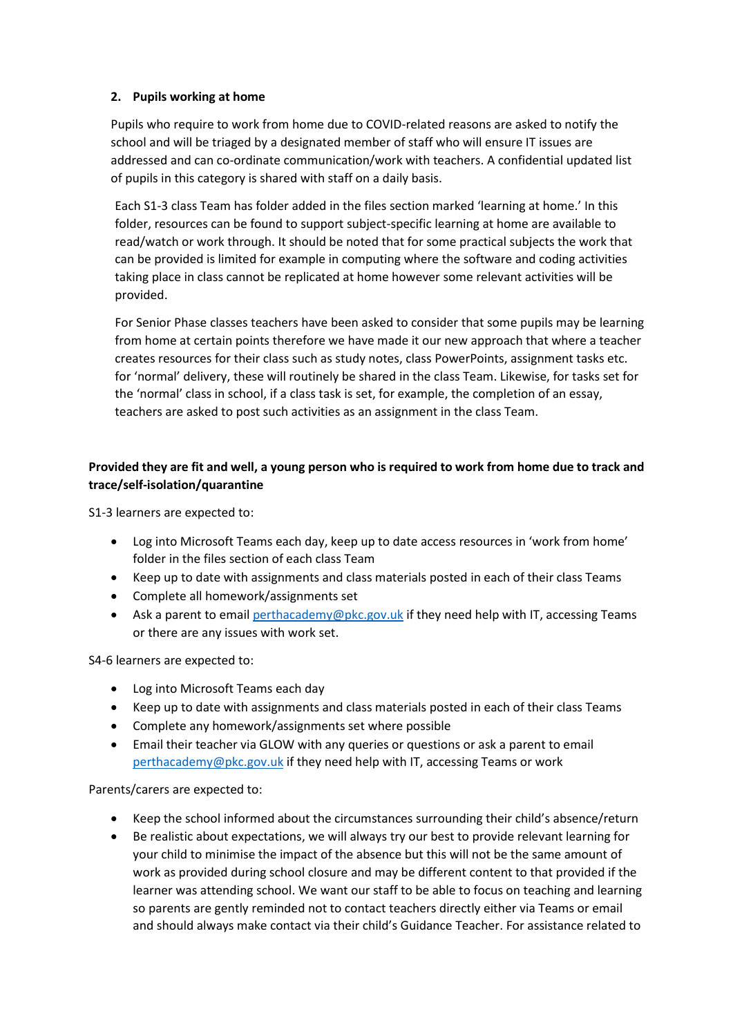## 2. Pupils working at home

Pupils who require to work from home due to COVID-related reasons are asked to notify the school and will be triaged by a designated member of staff who will ensure IT issues are addressed and can co-ordinate communication/work with teachers. A confidential updated list of pupils in this category is shared with staff on a daily basis.

Each S1-3 class Team has folder added in the files section marked 'learning at home.' In this folder, resources can be found to support subject-specific learning at home are available to read/watch or work through. It should be noted that for some practical subjects the work that can be provided is limited for example in computing where the software and coding activities taking place in class cannot be replicated at home however some relevant activities will be provided.

For Senior Phase classes teachers have been asked to consider that some pupils may be learning from home at certain points therefore we have made it our new approach that where a teacher creates resources for their class such as study notes, class PowerPoints, assignment tasks etc. for 'normal' delivery, these will routinely be shared in the class Team. Likewise, for tasks set for the 'normal' class in school, if a class task is set, for example, the completion of an essay, teachers are asked to post such activities as an assignment in the class Team.

**Provided they are fit and well, a young person who is required to work from home due to track and trace/self-isolation/quarantine**

S1-3 learners are expected to:

- Log into Microsoft Teams each day, keep up to date access resources in 'work from home' folder in the files section of each class Team
- Keep up to date with assignments and class materials posted in each of their class Teams
- Complete all homework/assignments set
- Ask a parent to email perthacademy@pkc.gov.uk if they need help with IT, accessing Teams or there are any issues with work set.

S4-6 learners are expected to:

- Log into Microsoft Teams each day
- Keep up to date with assignments and class materials posted in each of their class Teams
- Complete any homework/assignments set where possible
- Email their teacher via GLOW with any queries or questions or ask a parent to email perthacademy@pkc.gov.uk if they need help with IT, accessing Teams or work

Parents/carers are expected to:

- Keep the school informed about the circumstances surrounding their child's absence/return
- Be realistic about expectations, we will always try our best to provide relevant learning for your child to minimise the impact of the absence but this will not be the same amount of work as provided during school closure and may be different content to that provided if the learner was attending school. We want our staff to be able to focus on teaching and learning so parents are gently reminded not to contact teachers directly either via Teams or email and should always make contact via their child's Guidance Teacher. For assistance related to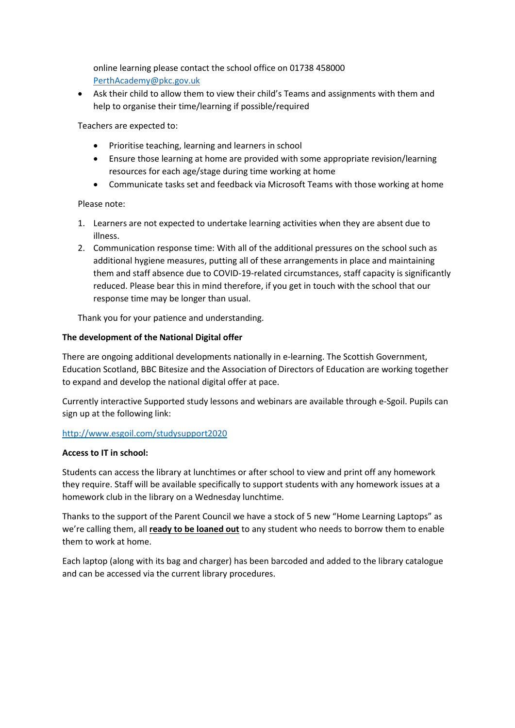online learning please contact the school office on 01738 458000 PerthAcademy@pkc.gov.uk

- Ask their child to allow them to view their child's Teams and assignments with them and help to organise their time/learning if possible/required

Teachers are expected to:

- Prioritise teaching, learning and learners in school
- Ensure those learning at home are provided with some appropriate revision/learning resources for each age/stage during time working at home
- Communicate tasks set and feedback via Microsoft Teams with those working at home

Please note:

1. Learners are not expected to undertake learning activities when they are absent due to illness.
2. Communication response time: With all of the additional pressures on the school such as additional hygiene measures, putting all of these arrangements in place and maintaining them and staff absence due to COVID-19-related circumstances, staff capacity is significantly reduced. Please bear this in mind therefore, if you get in touch with the school that our response time may be longer than usual.

Thank you for your patience and understanding.

**The development of the National Digital offer**

There are ongoing additional developments nationally in e-learning. The Scottish Government, Education Scotland, BBC Bitesize and the Association of Directors of Education are working together to expand and develop the national digital offer at pace.

Currently interactive Supported study lessons and webinars are available through e-Sgoil. Pupils can sign up at the following link:

http://www.esgoil.com/studysupport2020

**Access to IT in school:**

Students can access the library at lunchtimes or after school to view and print off any homework they require. Staff will be available specifically to support students with any homework issues at a homework club in the library on a Wednesday lunchtime.

Thanks to the support of the Parent Council we have a stock of 5 new "Home Learning Laptops" as we're calling them, all **ready to be loaned out** to any student who needs to borrow them to enable them to work at home.

Each laptop (along with its bag and charger) has been barcoded and added to the library catalogue and can be accessed via the current library procedures.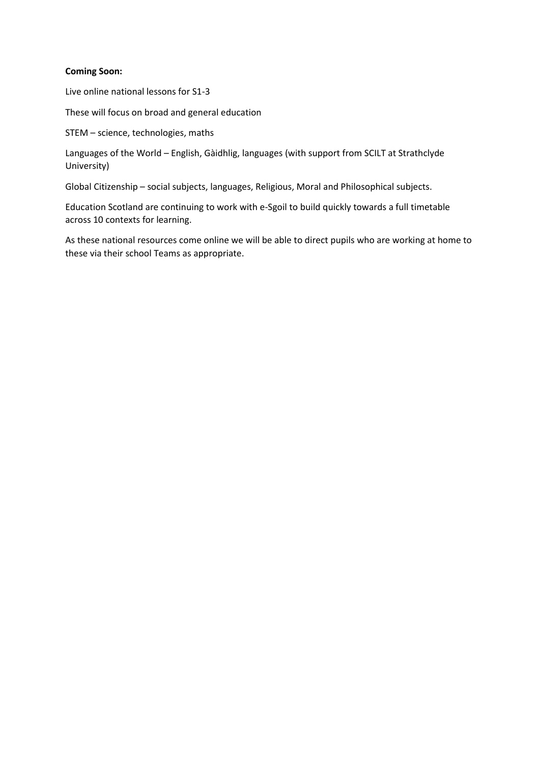**Coming Soon:**

Live online national lessons for S1-3

These will focus on broad and general education

STEM – science, technologies, maths

Languages of the World – English, Gàidhlig, languages (with support from SCILT at Strathclyde University)

Global Citizenship – social subjects, languages, Religious, Moral and Philosophical subjects.

Education Scotland are continuing to work with e-Sgoil to build quickly towards a full timetable across 10 contexts for learning.

As these national resources come online we will be able to direct pupils who are working at home to these via their school Teams as appropriate.